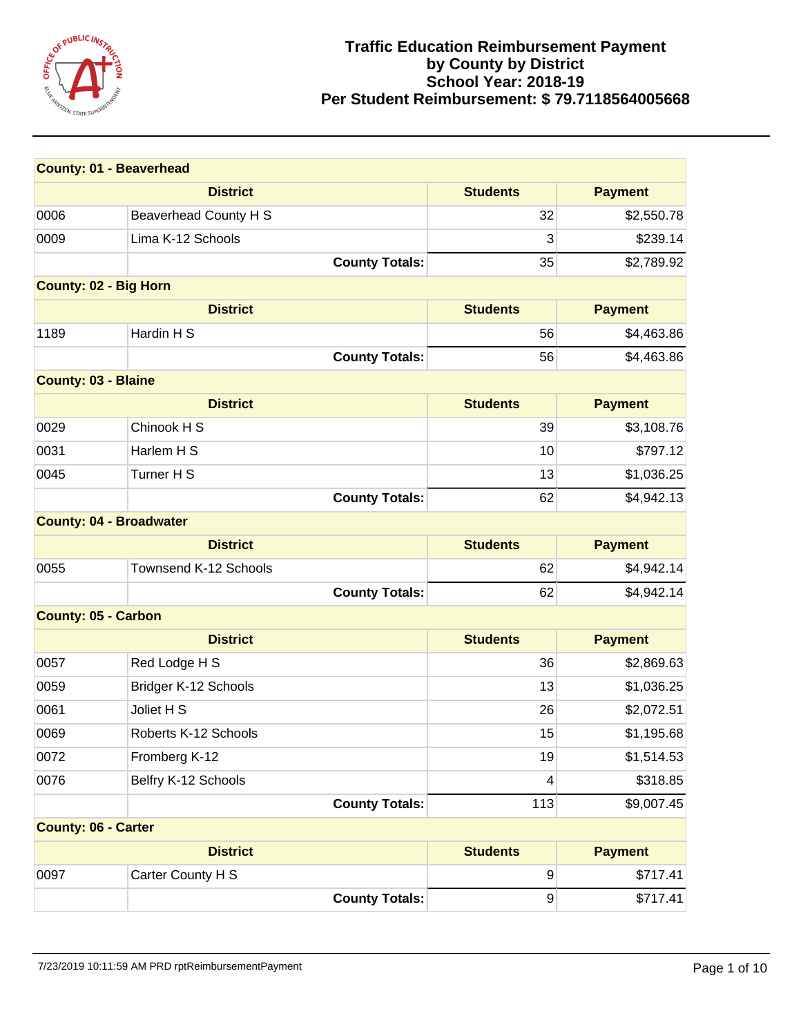# Traffic Education Reimbursement Payment by County by District School Year: 2018-19 Per Student Reimbursement: $ 79.7118564005668

| County: 01 - Beaverhead | | | |
|---|---|---|---|
| District | | Students | Payment |
| 0006 | Beaverhead County H S | 32 | $2,550.78 |
| 0009 | Lima K-12 Schools | 3 | $239.14 |
| | **County Totals:** | 35 | $2,789.92 |

| County: 02 - Big Horn | | | |
|---|---|---|---|
| District | | Students | Payment |
| 1189 | Hardin H S | 56 | $4,463.86 |
| | **County Totals:** | 56 | $4,463.86 |

| County: 03 - Blaine | | | |
|---|---|---|---|
| District | | Students | Payment |
| 0029 | Chinook H S | 39 | $3,108.76 |
| 0031 | Harlem H S | 10 | $797.12 |
| 0045 | Turner H S | 13 | $1,036.25 |
| | **County Totals:** | 62 | $4,942.13 |

| County: 04 - Broadwater | | | |
|---|---|---|---|
| District | | Students | Payment |
| 0055 | Townsend K-12 Schools | 62 | $4,942.14 |
| | **County Totals:** | 62 | $4,942.14 |

| County: 05 - Carbon | | | |
|---|---|---|---|
| District | | Students | Payment |
| 0057 | Red Lodge H S | 36 | $2,869.63 |
| 0059 | Bridger K-12 Schools | 13 | $1,036.25 |
| 0061 | Joliet H S | 26 | $2,072.51 |
| 0069 | Roberts K-12 Schools | 15 | $1,195.68 |
| 0072 | Fromberg K-12 | 19 | $1,514.53 |
| 0076 | Belfry K-12 Schools | 4 | $318.85 |
| | **County Totals:** | 113 | $9,007.45 |

| County: 06 - Carter | | | |
|---|---|---|---|
| District | | Students | Payment |
| 0097 | Carter County H S | 9 | $717.41 |
| | **County Totals:** | 9 | $717.41 |

7/23/2019 10:11:59 AM PRD rptReimbursementPayment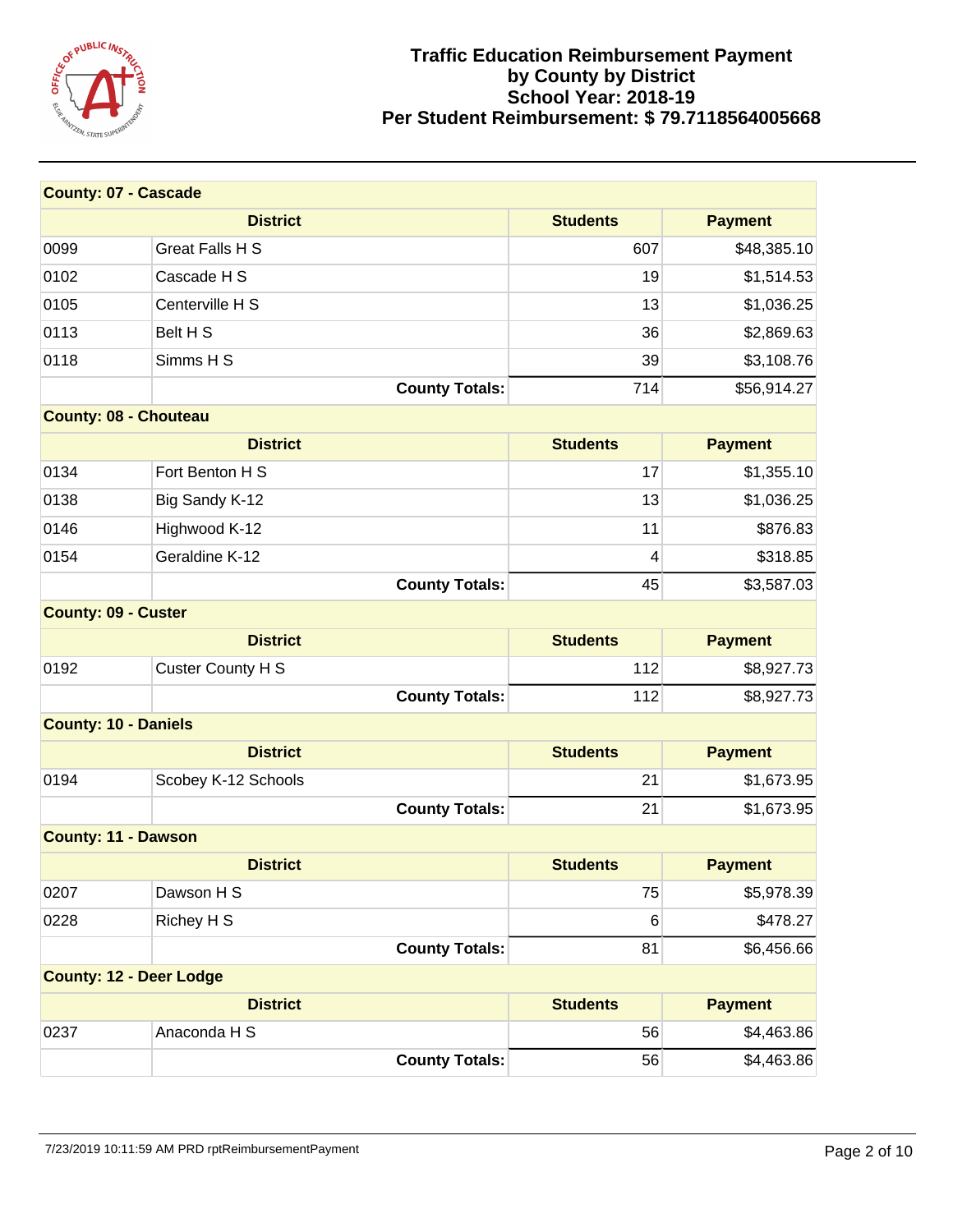# Traffic Education Reimbursement Payment
## by County by District
## School Year: 2018-19
## Per Student Reimbursement: $ 79.7118564005668

**County: 07 - Cascade**

| District | | Students | Payment |
|---|---|---|---|
| 0099 | Great Falls H S | 607 | $48,385.10 |
| 0102 | Cascade H S | 19 | $1,514.53 |
| 0105 | Centerville H S | 13 | $1,036.25 |
| 0113 | Belt H S | 36 | $2,869.63 |
| 0118 | Simms H S | 39 | $3,108.76 |
| | **County Totals:** | 714 | $56,914.27 |

**County: 08 - Chouteau**

| District | | Students | Payment |
|---|---|---|---|
| 0134 | Fort Benton H S | 17 | $1,355.10 |
| 0138 | Big Sandy K-12 | 13 | $1,036.25 |
| 0146 | Highwood K-12 | 11 | $876.83 |
| 0154 | Geraldine K-12 | 4 | $318.85 |
| | **County Totals:** | 45 | $3,587.03 |

**County: 09 - Custer**

| District | | Students | Payment |
|---|---|---|---|
| 0192 | Custer County H S | 112 | $8,927.73 |
| | **County Totals:** | 112 | $8,927.73 |

**County: 10 - Daniels**

| District | | Students | Payment |
|---|---|---|---|
| 0194 | Scobey K-12 Schools | 21 | $1,673.95 |
| | **County Totals:** | 21 | $1,673.95 |

**County: 11 - Dawson**

| District | | Students | Payment |
|---|---|---|---|
| 0207 | Dawson H S | 75 | $5,978.39 |
| 0228 | Richey H S | 6 | $478.27 |
| | **County Totals:** | 81 | $6,456.66 |

**County: 12 - Deer Lodge**

| District | | Students | Payment |
|---|---|---|---|
| 0237 | Anaconda H S | 56 | $4,463.86 |
| | **County Totals:** | 56 | $4,463.86 |

7/23/2019 10:11:59 AM PRD rptReimbursementPayment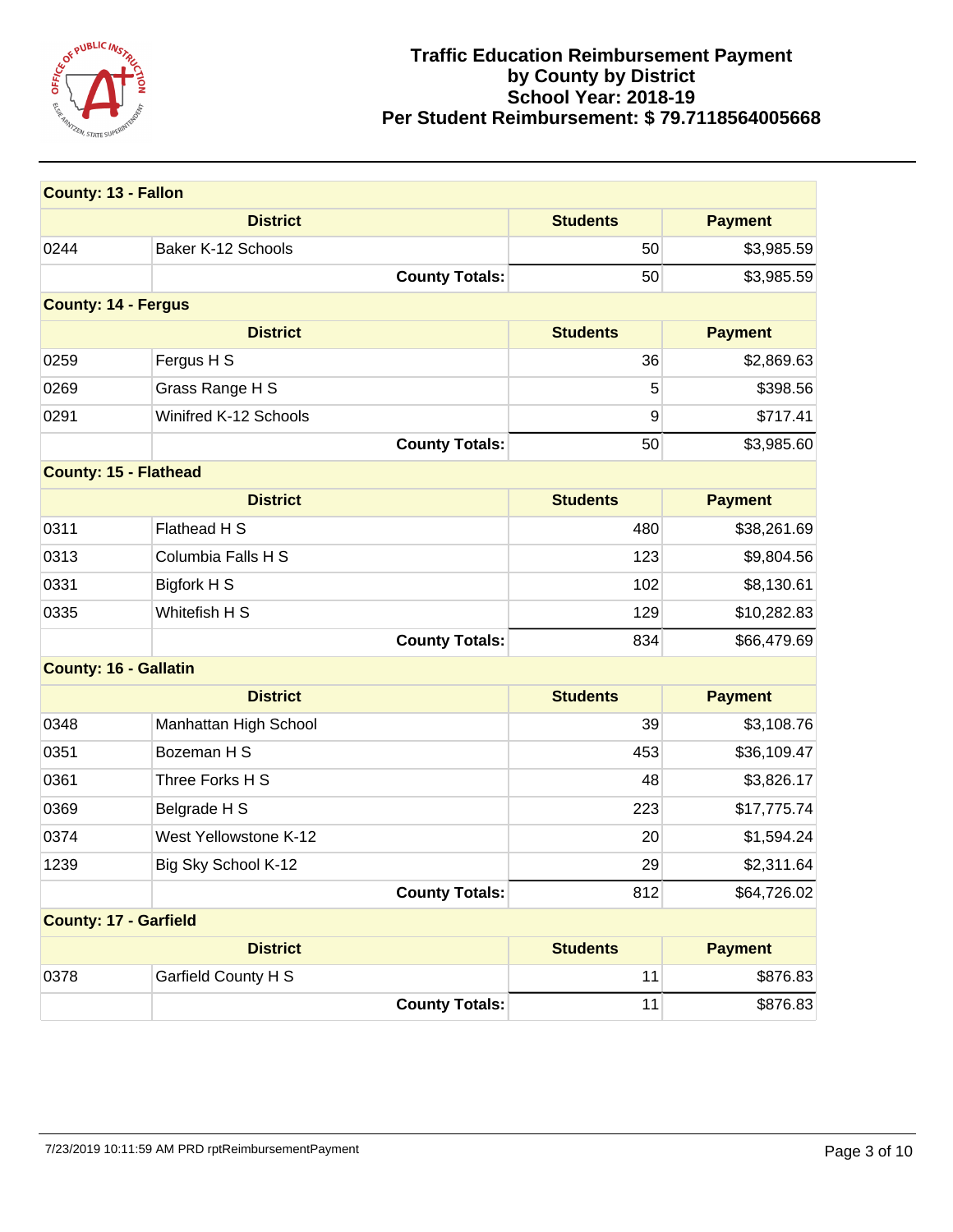# Traffic Education Reimbursement Payment by County by District

## School Year: 2018-19

## Per Student Reimbursement: $ 79.7118564005668

**County: 13 - Fallon**

| District | | Students | Payment |
|---|---|---|---|
| 0244 | Baker K-12 Schools | 50 | $3,985.59 |
| | **County Totals:** | 50 | $3,985.59 |

**County: 14 - Fergus**

| District | | Students | Payment |
|---|---|---|---|
| 0259 | Fergus H S | 36 | $2,869.63 |
| 0269 | Grass Range H S | 5 | $398.56 |
| 0291 | Winifred K-12 Schools | 9 | $717.41 |
| | **County Totals:** | 50 | $3,985.60 |

**County: 15 - Flathead**

| District | | Students | Payment |
|---|---|---|---|
| 0311 | Flathead H S | 480 | $38,261.69 |
| 0313 | Columbia Falls H S | 123 | $9,804.56 |
| 0331 | Bigfork H S | 102 | $8,130.61 |
| 0335 | Whitefish H S | 129 | $10,282.83 |
| | **County Totals:** | 834 | $66,479.69 |

**County: 16 - Gallatin**

| District | | Students | Payment |
|---|---|---|---|
| 0348 | Manhattan High School | 39 | $3,108.76 |
| 0351 | Bozeman H S | 453 | $36,109.47 |
| 0361 | Three Forks H S | 48 | $3,826.17 |
| 0369 | Belgrade H S | 223 | $17,775.74 |
| 0374 | West Yellowstone K-12 | 20 | $1,594.24 |
| 1239 | Big Sky School K-12 | 29 | $2,311.64 |
| | **County Totals:** | 812 | $64,726.02 |

**County: 17 - Garfield**

| District | | Students | Payment |
|---|---|---|---|
| 0378 | Garfield County H S | 11 | $876.83 |
| | **County Totals:** | 11 | $876.83 |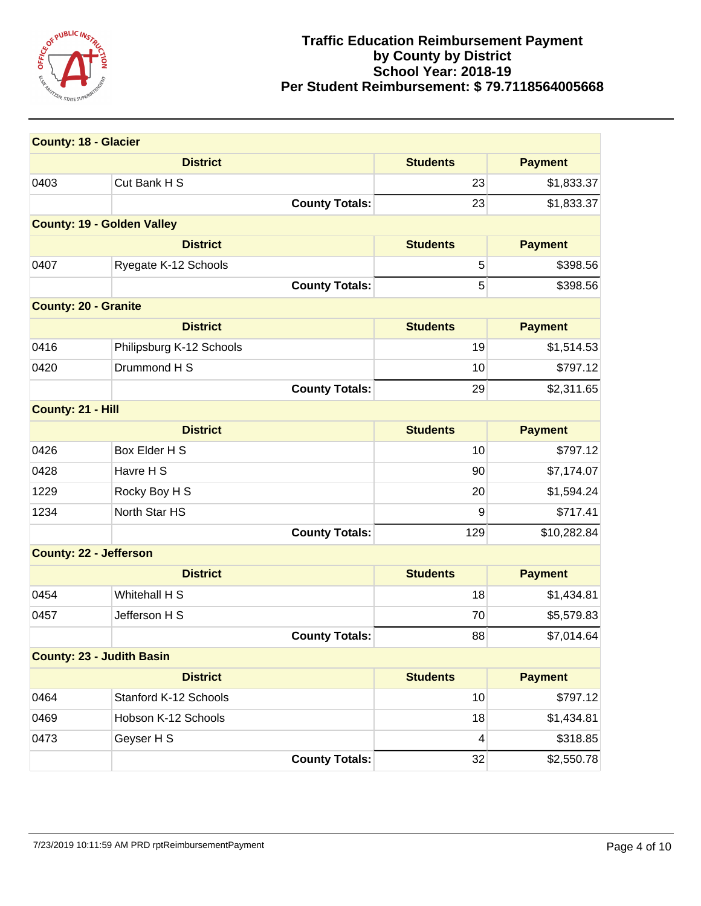# Traffic Education Reimbursement Payment by County by District School Year: 2018-19 Per Student Reimbursement: $ 79.7118564005668

| County: 18 - Glacier | | | |
|---|---|---|---|
| District | | Students | Payment |
| 0403 | Cut Bank H S | 23 | $1,833.37 |
| | County Totals: | 23 | $1,833.37 |

| County: 19 - Golden Valley | | | |
|---|---|---|---|
| District | | Students | Payment |
| 0407 | Ryegate K-12 Schools | 5 | $398.56 |
| | County Totals: | 5 | $398.56 |

| County: 20 - Granite | | | |
|---|---|---|---|
| District | | Students | Payment |
| 0416 | Philipsburg K-12 Schools | 19 | $1,514.53 |
| 0420 | Drummond H S | 10 | $797.12 |
| | County Totals: | 29 | $2,311.65 |

| County: 21 - Hill | | | |
|---|---|---|---|
| District | | Students | Payment |
| 0426 | Box Elder H S | 10 | $797.12 |
| 0428 | Havre H S | 90 | $7,174.07 |
| 1229 | Rocky Boy H S | 20 | $1,594.24 |
| 1234 | North Star HS | 9 | $717.41 |
| | County Totals: | 129 | $10,282.84 |

| County: 22 - Jefferson | | | |
|---|---|---|---|
| District | | Students | Payment |
| 0454 | Whitehall H S | 18 | $1,434.81 |
| 0457 | Jefferson H S | 70 | $5,579.83 |
| | County Totals: | 88 | $7,014.64 |

| County: 23 - Judith Basin | | | |
|---|---|---|---|
| District | | Students | Payment |
| 0464 | Stanford K-12 Schools | 10 | $797.12 |
| 0469 | Hobson K-12 Schools | 18 | $1,434.81 |
| 0473 | Geyser H S | 4 | $318.85 |
| | County Totals: | 32 | $2,550.78 |

7/23/2019 10:11:59 AM PRD rptReimbursementPayment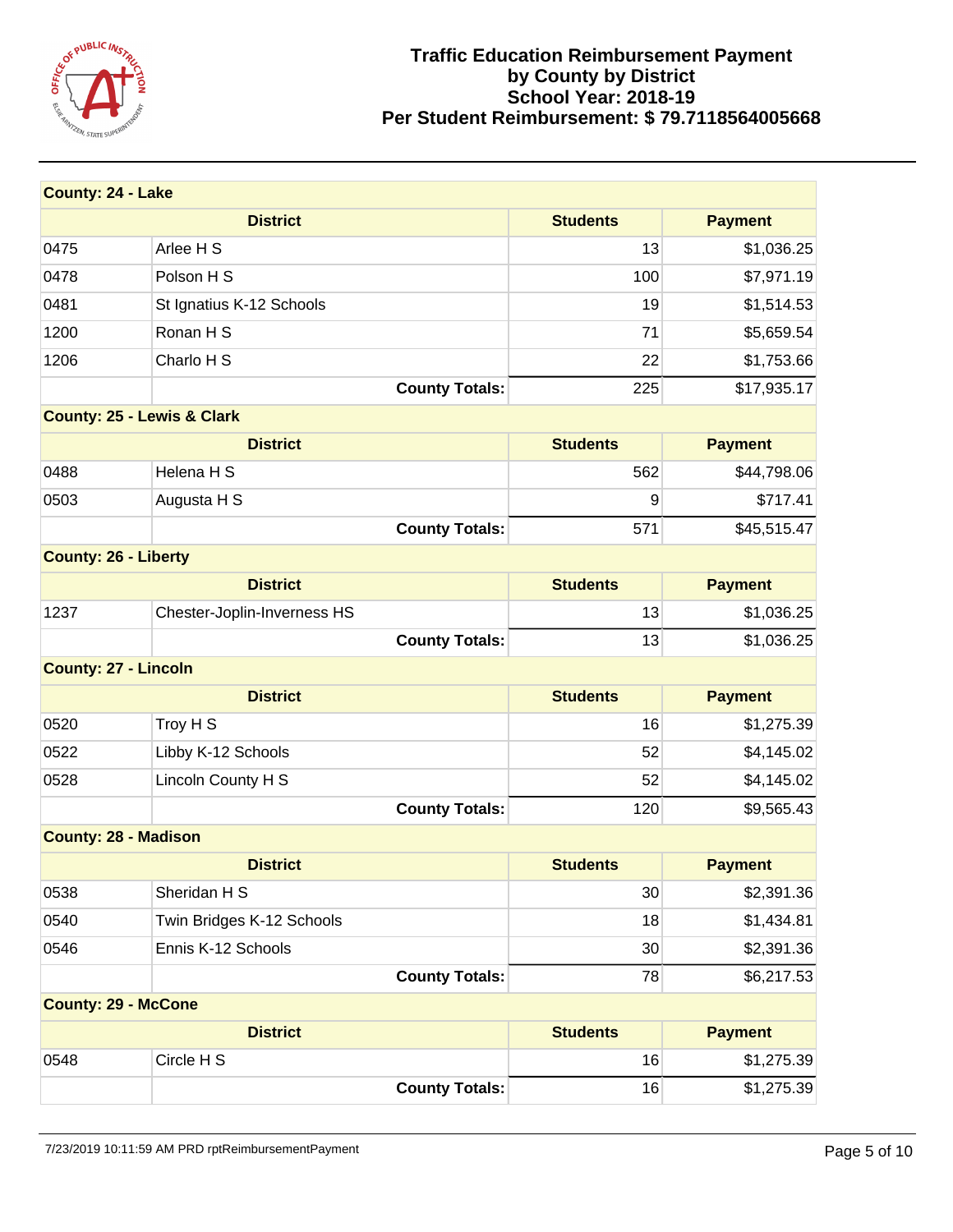# Traffic Education Reimbursement Payment
## by County by District
## School Year: 2018-19
## Per Student Reimbursement: $ 79.7118564005668

**County: 24 - Lake**

| District | | Students | Payment |
|---|---|---|---|
| 0475 | Arlee H S | 13 | $1,036.25 |
| 0478 | Polson H S | 100 | $7,971.19 |
| 0481 | St Ignatius K-12 Schools | 19 | $1,514.53 |
| 1200 | Ronan H S | 71 | $5,659.54 |
| 1206 | Charlo H S | 22 | $1,753.66 |
| | **County Totals:** | 225 | $17,935.17 |

**County: 25 - Lewis & Clark**

| District | | Students | Payment |
|---|---|---|---|
| 0488 | Helena H S | 562 | $44,798.06 |
| 0503 | Augusta H S | 9 | $717.41 |
| | **County Totals:** | 571 | $45,515.47 |

**County: 26 - Liberty**

| District | | Students | Payment |
|---|---|---|---|
| 1237 | Chester-Joplin-Inverness HS | 13 | $1,036.25 |
| | **County Totals:** | 13 | $1,036.25 |

**County: 27 - Lincoln**

| District | | Students | Payment |
|---|---|---|---|
| 0520 | Troy H S | 16 | $1,275.39 |
| 0522 | Libby K-12 Schools | 52 | $4,145.02 |
| 0528 | Lincoln County H S | 52 | $4,145.02 |
| | **County Totals:** | 120 | $9,565.43 |

**County: 28 - Madison**

| District | | Students | Payment |
|---|---|---|---|
| 0538 | Sheridan H S | 30 | $2,391.36 |
| 0540 | Twin Bridges K-12 Schools | 18 | $1,434.81 |
| 0546 | Ennis K-12 Schools | 30 | $2,391.36 |
| | **County Totals:** | 78 | $6,217.53 |

**County: 29 - McCone**

| District | | Students | Payment |
|---|---|---|---|
| 0548 | Circle H S | 16 | $1,275.39 |
| | **County Totals:** | 16 | $1,275.39 |

7/23/2019 10:11:59 AM PRD rptReimbursementPayment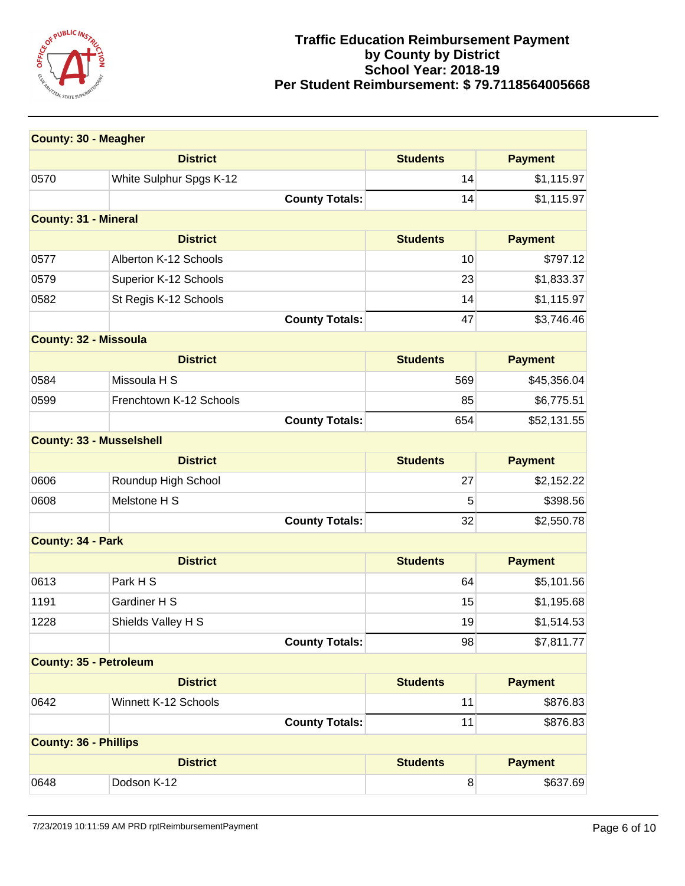# Traffic Education Reimbursement Payment by County by District

## School Year: 2018-19

## Per Student Reimbursement: $ 79.7118564005668

| County: 30 - Meagher | | | |
|---|---|---|---|
| District | | Students | Payment |
| 0570 | White Sulphur Spgs K-12 | 14 | $1,115.97 |
| | County Totals: | 14 | $1,115.97 |

| County: 31 - Mineral | | | |
|---|---|---|---|
| District | | Students | Payment |
| 0577 | Alberton K-12 Schools | 10 | $797.12 |
| 0579 | Superior K-12 Schools | 23 | $1,833.37 |
| 0582 | St Regis K-12 Schools | 14 | $1,115.97 |
| | County Totals: | 47 | $3,746.46 |

| County: 32 - Missoula | | | |
|---|---|---|---|
| District | | Students | Payment |
| 0584 | Missoula H S | 569 | $45,356.04 |
| 0599 | Frenchtown K-12 Schools | 85 | $6,775.51 |
| | County Totals: | 654 | $52,131.55 |

| County: 33 - Musselshell | | | |
|---|---|---|---|
| District | | Students | Payment |
| 0606 | Roundup High School | 27 | $2,152.22 |
| 0608 | Melstone H S | 5 | $398.56 |
| | County Totals: | 32 | $2,550.78 |

| County: 34 - Park | | | |
|---|---|---|---|
| District | | Students | Payment |
| 0613 | Park H S | 64 | $5,101.56 |
| 1191 | Gardiner H S | 15 | $1,195.68 |
| 1228 | Shields Valley H S | 19 | $1,514.53 |
| | County Totals: | 98 | $7,811.77 |

| County: 35 - Petroleum | | | |
|---|---|---|---|
| District | | Students | Payment |
| 0642 | Winnett K-12 Schools | 11 | $876.83 |
| | County Totals: | 11 | $876.83 |

| County: 36 - Phillips | | | |
|---|---|---|---|
| District | | Students | Payment |
| 0648 | Dodson K-12 | 8 | $637.69 |

7/23/2019 10:11:59 AM PRD rptReimbursementPayment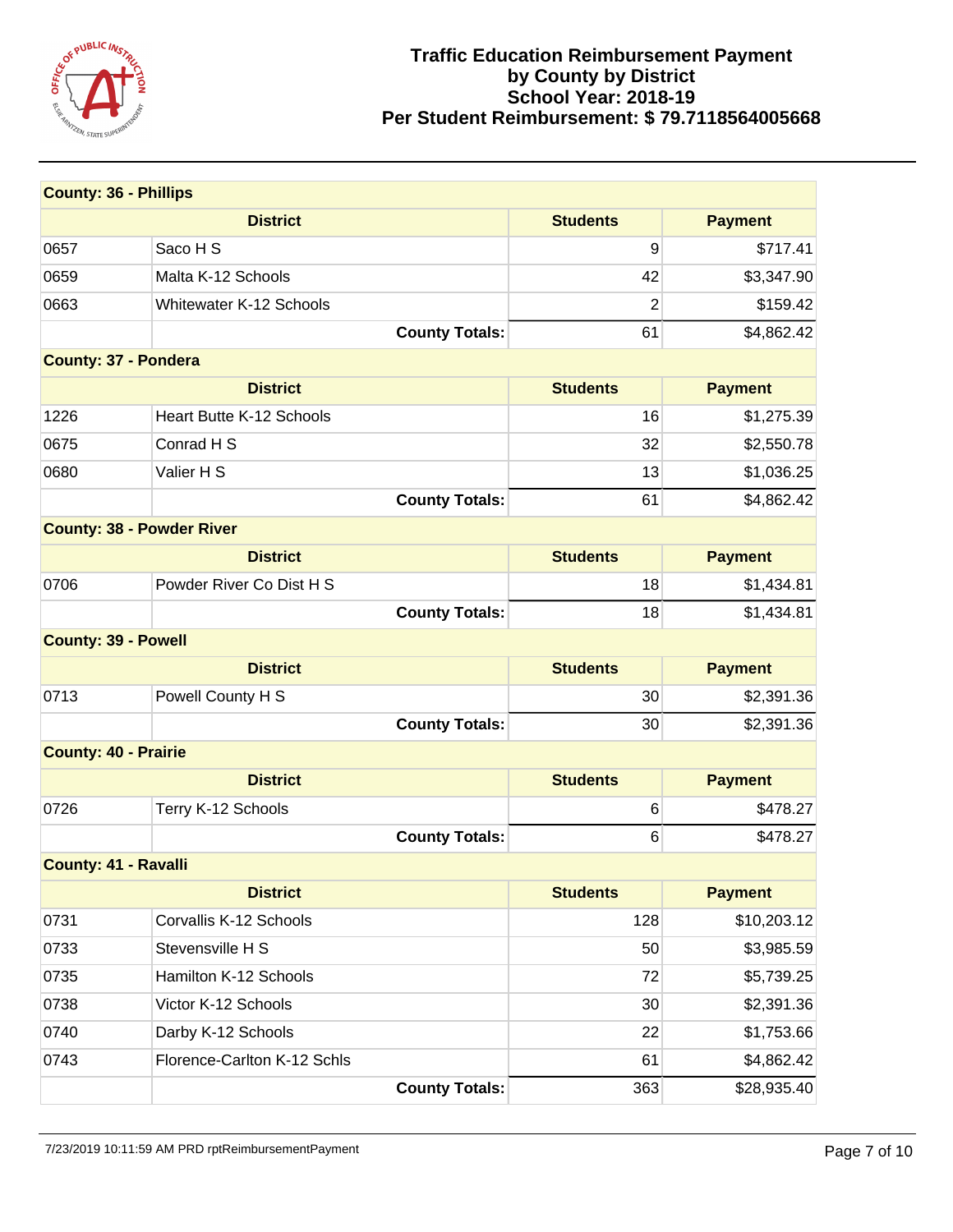# Traffic Education Reimbursement Payment
## by County by District
## School Year: 2018-19
## Per Student Reimbursement: $ 79.7118564005668

**County: 36 - Phillips**

| District | | Students | Payment |
|---|---|---|---|
| 0657 | Saco H S | 9 | $717.41 |
| 0659 | Malta K-12 Schools | 42 | $3,347.90 |
| 0663 | Whitewater K-12 Schools | 2 | $159.42 |
| | **County Totals:** | 61 | $4,862.42 |

**County: 37 - Pondera**

| District | | Students | Payment |
|---|---|---|---|
| 1226 | Heart Butte K-12 Schools | 16 | $1,275.39 |
| 0675 | Conrad H S | 32 | $2,550.78 |
| 0680 | Valier H S | 13 | $1,036.25 |
| | **County Totals:** | 61 | $4,862.42 |

**County: 38 - Powder River**

| District | | Students | Payment |
|---|---|---|---|
| 0706 | Powder River Co Dist H S | 18 | $1,434.81 |
| | **County Totals:** | 18 | $1,434.81 |

**County: 39 - Powell**

| District | | Students | Payment |
|---|---|---|---|
| 0713 | Powell County H S | 30 | $2,391.36 |
| | **County Totals:** | 30 | $2,391.36 |

**County: 40 - Prairie**

| District | | Students | Payment |
|---|---|---|---|
| 0726 | Terry K-12 Schools | 6 | $478.27 |
| | **County Totals:** | 6 | $478.27 |

**County: 41 - Ravalli**

| District | | Students | Payment |
|---|---|---|---|
| 0731 | Corvallis K-12 Schools | 128 | $10,203.12 |
| 0733 | Stevensville H S | 50 | $3,985.59 |
| 0735 | Hamilton K-12 Schools | 72 | $5,739.25 |
| 0738 | Victor K-12 Schools | 30 | $2,391.36 |
| 0740 | Darby K-12 Schools | 22 | $1,753.66 |
| 0743 | Florence-Carlton K-12 Schls | 61 | $4,862.42 |
| | **County Totals:** | 363 | $28,935.40 |

7/23/2019 10:11:59 AM PRD rptReimbursementPayment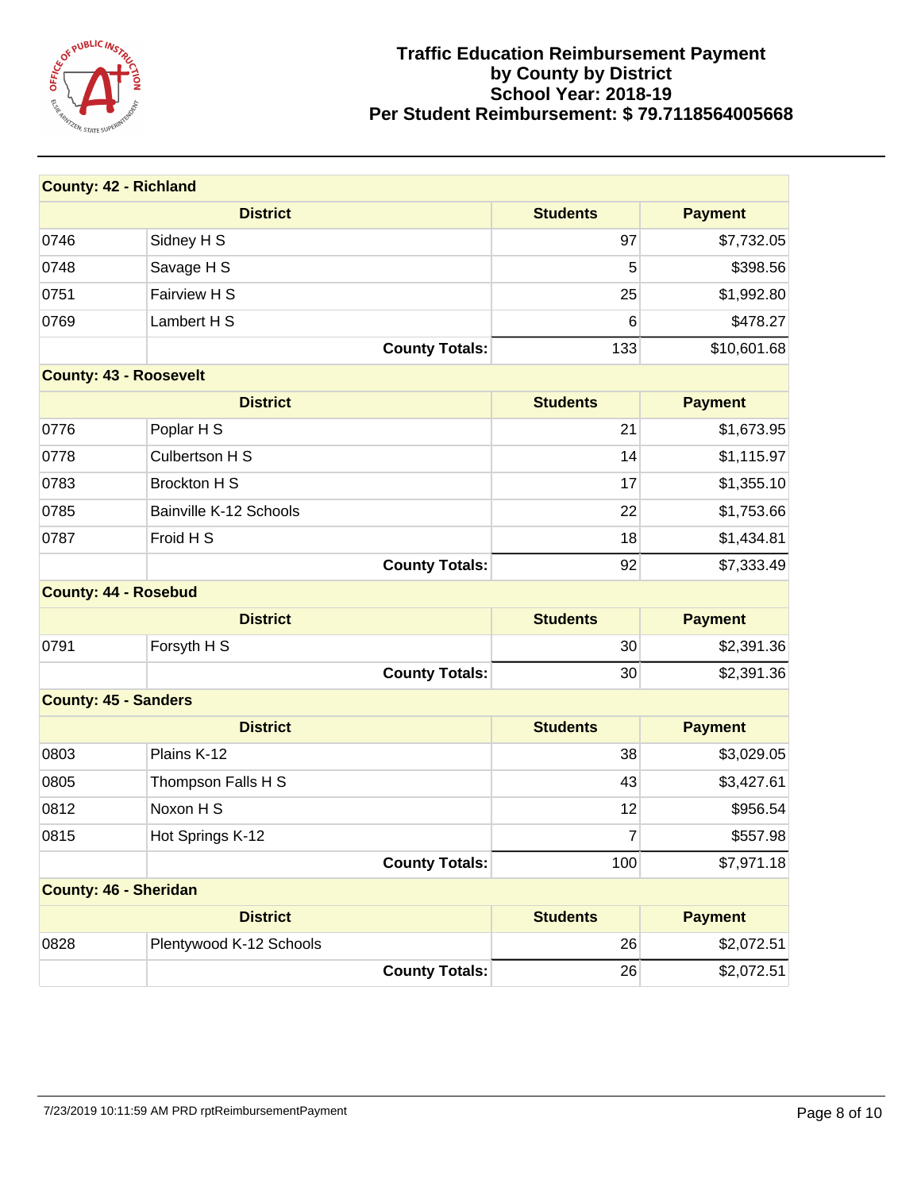# Traffic Education Reimbursement Payment by County by District
## School Year: 2018-19
## Per Student Reimbursement: $ 79.7118564005668

| County: 42 - Richland | | | |
|---|---|---|---|
| District | | Students | Payment |
| 0746 | Sidney H S | 97 | $7,732.05 |
| 0748 | Savage H S | 5 | $398.56 |
| 0751 | Fairview H S | 25 | $1,992.80 |
| 0769 | Lambert H S | 6 | $478.27 |
| | **County Totals:** | 133 | $10,601.68 |

| County: 43 - Roosevelt | | | |
|---|---|---|---|
| District | | Students | Payment |
| 0776 | Poplar H S | 21 | $1,673.95 |
| 0778 | Culbertson H S | 14 | $1,115.97 |
| 0783 | Brockton H S | 17 | $1,355.10 |
| 0785 | Bainville K-12 Schools | 22 | $1,753.66 |
| 0787 | Froid H S | 18 | $1,434.81 |
| | **County Totals:** | 92 | $7,333.49 |

| County: 44 - Rosebud | | | |
|---|---|---|---|
| District | | Students | Payment |
| 0791 | Forsyth H S | 30 | $2,391.36 |
| | **County Totals:** | 30 | $2,391.36 |

| County: 45 - Sanders | | | |
|---|---|---|---|
| District | | Students | Payment |
| 0803 | Plains K-12 | 38 | $3,029.05 |
| 0805 | Thompson Falls H S | 43 | $3,427.61 |
| 0812 | Noxon H S | 12 | $956.54 |
| 0815 | Hot Springs K-12 | 7 | $557.98 |
| | **County Totals:** | 100 | $7,971.18 |

| County: 46 - Sheridan | | | |
|---|---|---|---|
| District | | Students | Payment |
| 0828 | Plentywood K-12 Schools | 26 | $2,072.51 |
| | **County Totals:** | 26 | $2,072.51 |

7/23/2019 10:11:59 AM PRD rptReimbursementPayment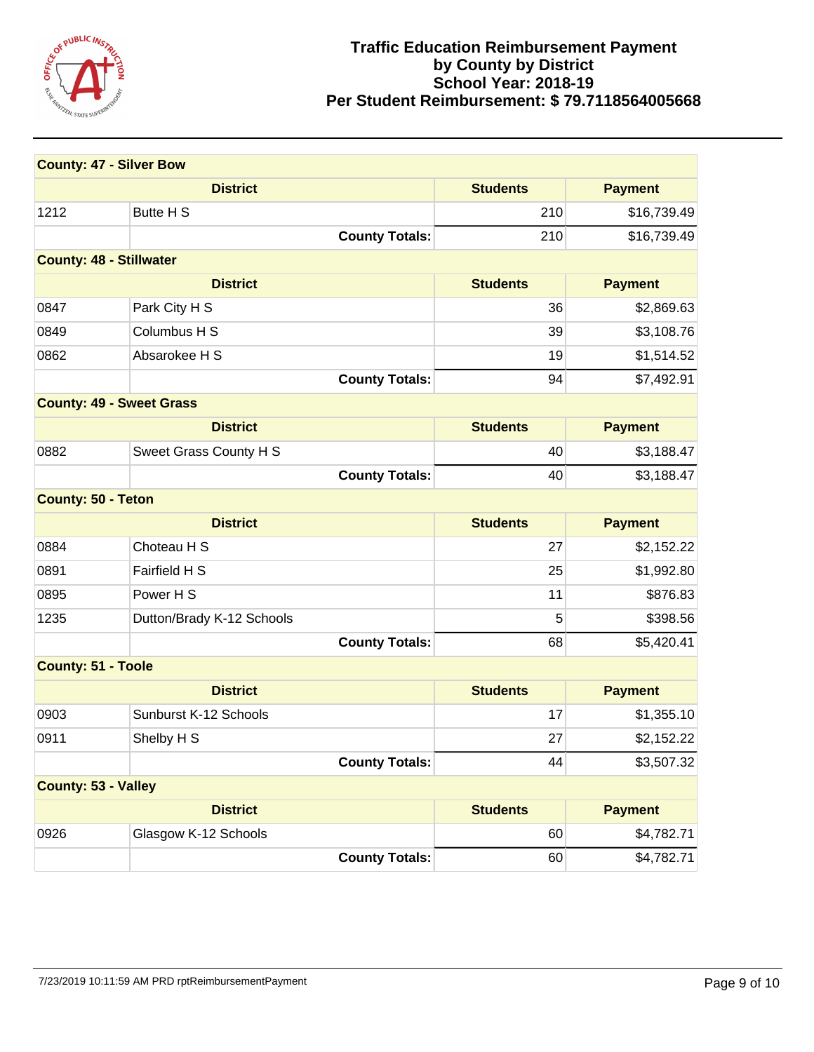# Traffic Education Reimbursement Payment by County by District School Year: 2018-19 Per Student Reimbursement: $ 79.7118564005668

| County: 47 - Silver Bow | | | |
|---|---|---|---|
| District | | Students | Payment |
| 1212 | Butte H S | 210 | $16,739.49 |
| | County Totals: | 210 | $16,739.49 |

| County: 48 - Stillwater | | | |
|---|---|---|---|
| District | | Students | Payment |
| 0847 | Park City H S | 36 | $2,869.63 |
| 0849 | Columbus H S | 39 | $3,108.76 |
| 0862 | Absarokee H S | 19 | $1,514.52 |
| | County Totals: | 94 | $7,492.91 |

| County: 49 - Sweet Grass | | | |
|---|---|---|---|
| District | | Students | Payment |
| 0882 | Sweet Grass County H S | 40 | $3,188.47 |
| | County Totals: | 40 | $3,188.47 |

| County: 50 - Teton | | | |
|---|---|---|---|
| District | | Students | Payment |
| 0884 | Choteau H S | 27 | $2,152.22 |
| 0891 | Fairfield H S | 25 | $1,992.80 |
| 0895 | Power H S | 11 | $876.83 |
| 1235 | Dutton/Brady K-12 Schools | 5 | $398.56 |
| | County Totals: | 68 | $5,420.41 |

| County: 51 - Toole | | | |
|---|---|---|---|
| District | | Students | Payment |
| 0903 | Sunburst K-12 Schools | 17 | $1,355.10 |
| 0911 | Shelby H S | 27 | $2,152.22 |
| | County Totals: | 44 | $3,507.32 |

| County: 53 - Valley | | | |
|---|---|---|---|
| District | | Students | Payment |
| 0926 | Glasgow K-12 Schools | 60 | $4,782.71 |
| | County Totals: | 60 | $4,782.71 |

7/23/2019 10:11:59 AM PRD rptReimbursementPayment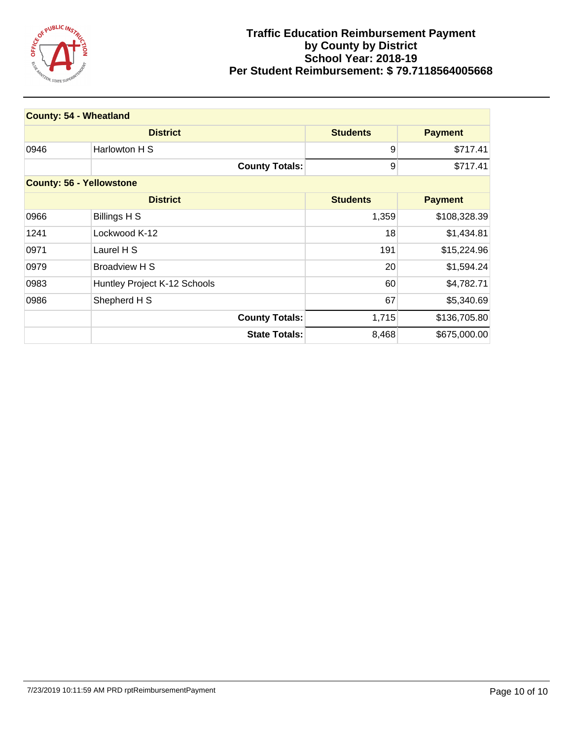# Traffic Education Reimbursement Payment by County by District School Year: 2018-19 Per Student Reimbursement: $ 79.7118564005668

| | | | |
|---|---|---|---|
| **County: 54 - Wheatland** | | | |
| **District** | | **Students** | **Payment** |
| 0946 | Harlowton H S | 9 | $717.41 |
| | **County Totals:** | 9 | $717.41 |
| **County: 56 - Yellowstone** | | | |
| **District** | | **Students** | **Payment** |
| 0966 | Billings H S | 1,359 | $108,328.39 |
| 1241 | Lockwood K-12 | 18 | $1,434.81 |
| 0971 | Laurel H S | 191 | $15,224.96 |
| 0979 | Broadview H S | 20 | $1,594.24 |
| 0983 | Huntley Project K-12 Schools | 60 | $4,782.71 |
| 0986 | Shepherd H S | 67 | $5,340.69 |
| | **County Totals:** | 1,715 | $136,705.80 |
| | **State Totals:** | 8,468 | $675,000.00 |

7/23/2019 10:11:59 AM PRD rptReimbursementPayment